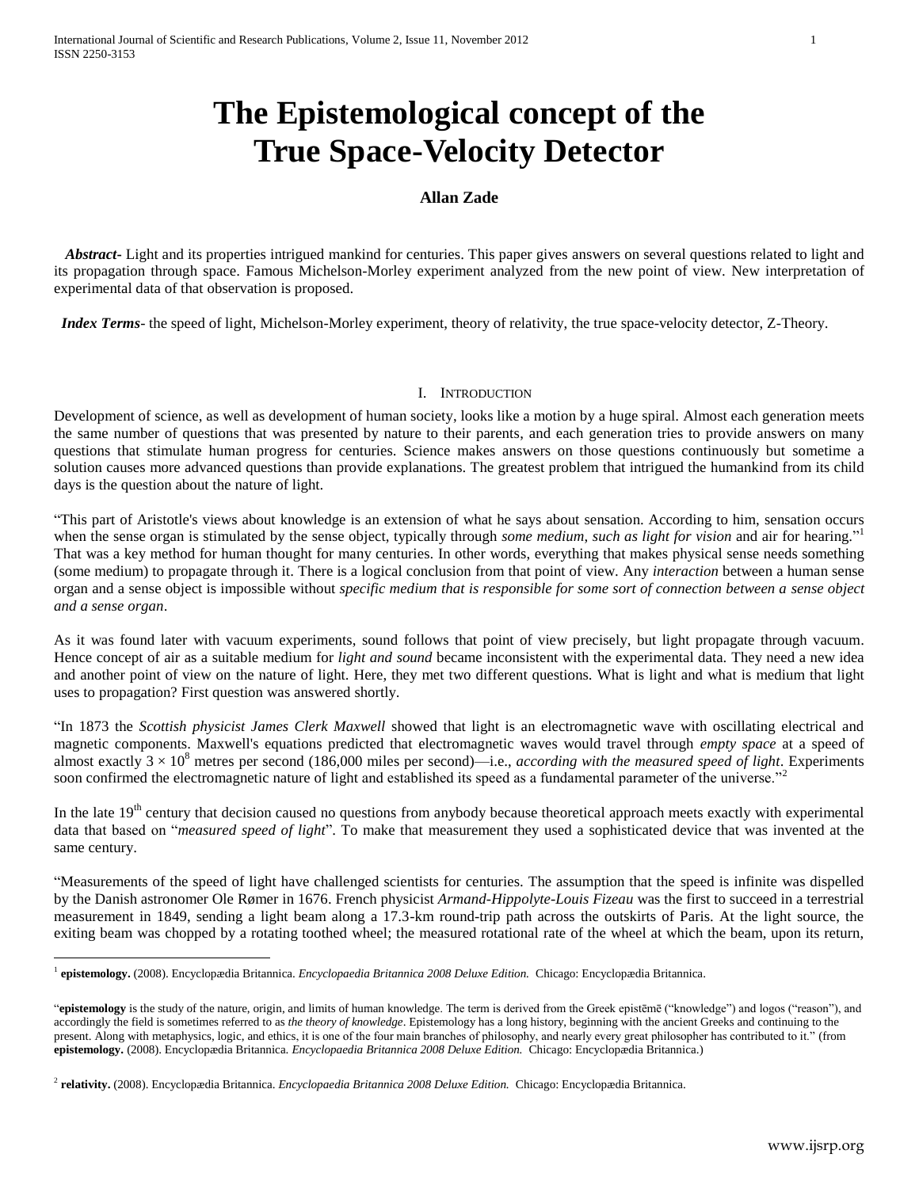# The Epistemological concept of the True Space-Velocity Detector

**Allan Zade**

***Abstract-*** Light and its properties intrigued mankind for centuries. This paper gives answers on several questions related to light and its propagation through space. Famous Michelson-Morley experiment analyzed from the new point of view. New interpretation of experimental data of that observation is proposed.

***Index Terms*-** the speed of light, Michelson-Morley experiment, theory of relativity, the true space-velocity detector, Z-Theory.

## I. Introduction

Development of science, as well as development of human society, looks like a motion by a huge spiral. Almost each generation meets the same number of questions that was presented by nature to their parents, and each generation tries to provide answers on many questions that stimulate human progress for centuries. Science makes answers on those questions continuously but sometime a solution causes more advanced questions than provide explanations. The greatest problem that intrigued the humankind from its child days is the question about the nature of light.

"This part of Aristotle's views about knowledge is an extension of what he says about sensation. According to him, sensation occurs when the sense organ is stimulated by the sense object, typically through *some medium, such as light for vision* and air for hearing."[1] That was a key method for human thought for many centuries. In other words, everything that makes physical sense needs something (some medium) to propagate through it. There is a logical conclusion from that point of view. Any *interaction* between a human sense organ and a sense object is impossible without *specific medium that is responsible for some sort of connection between a sense object and a sense organ*.

As it was found later with vacuum experiments, sound follows that point of view precisely, but light propagate through vacuum. Hence concept of air as a suitable medium for *light and sound* became inconsistent with the experimental data. They need a new idea and another point of view on the nature of light. Here, they met two different questions. What is light and what is medium that light uses to propagation? First question was answered shortly.

"In 1873 the *Scottish physicist James Clerk Maxwell* showed that light is an electromagnetic wave with oscillating electrical and magnetic components. Maxwell's equations predicted that electromagnetic waves would travel through *empty space* at a speed of almost exactly $3 \times 10^8$ metres per second (186,000 miles per second)—i.e., *according with the measured speed of light*. Experiments soon confirmed the electromagnetic nature of light and established its speed as a fundamental parameter of the universe."[2]

In the late 19th century that decision caused no questions from anybody because theoretical approach meets exactly with experimental data that based on "*measured speed of light*". To make that measurement they used a sophisticated device that was invented at the same century.

"Measurements of the speed of light have challenged scientists for centuries. The assumption that the speed is infinite was dispelled by the Danish astronomer Ole Rømer in 1676. French physicist *Armand-Hippolyte-Louis Fizeau* was the first to succeed in a terrestrial measurement in 1849, sending a light beam along a 17.3-km round-trip path across the outskirts of Paris. At the light source, the exiting beam was chopped by a rotating toothed wheel; the measured rotational rate of the wheel at which the beam, upon its return,

---

[1] **epistemology.** (2008). Encyclopædia Britannica. *Encyclopaedia Britannica 2008 Deluxe Edition.* Chicago: Encyclopædia Britannica.

"**epistemology** is the study of the nature, origin, and limits of human knowledge. The term is derived from the Greek epistēmē ("knowledge") and logos ("reason"), and accordingly the field is sometimes referred to as *the theory of knowledge*. Epistemology has a long history, beginning with the ancient Greeks and continuing to the present. Along with metaphysics, logic, and ethics, it is one of the four main branches of philosophy, and nearly every great philosopher has contributed to it." (from **epistemology.** (2008). Encyclopædia Britannica. *Encyclopaedia Britannica 2008 Deluxe Edition.* Chicago: Encyclopædia Britannica.)

[2] **relativity.** (2008). Encyclopædia Britannica. *Encyclopaedia Britannica 2008 Deluxe Edition.* Chicago: Encyclopædia Britannica.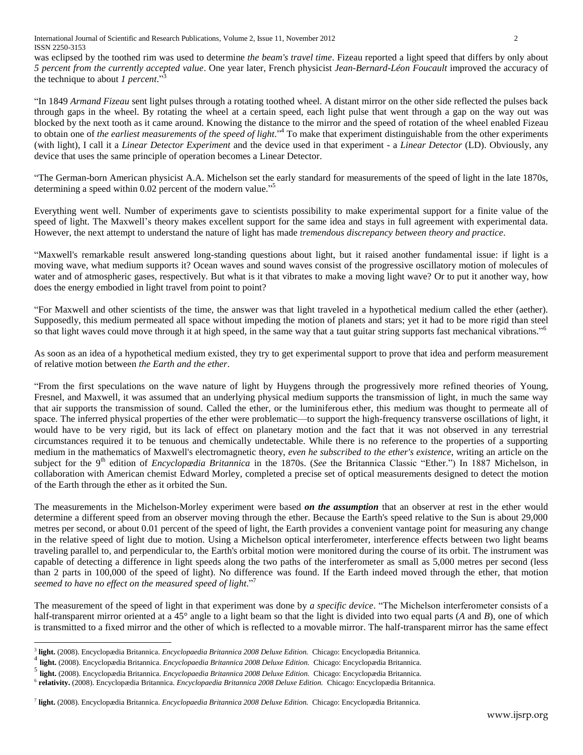was eclipsed by the toothed rim was used to determine *the beam's travel time*. Fizeau reported a light speed that differs by only about *5 percent from the currently accepted value*. One year later, French physicist *Jean-Bernard-Léon Foucault* improved the accuracy of the technique to about *1 percent*."[3]

"In 1849 *Armand Fizeau* sent light pulses through a rotating toothed wheel. A distant mirror on the other side reflected the pulses back through gaps in the wheel. By rotating the wheel at a certain speed, each light pulse that went through a gap on the way out was blocked by the next tooth as it came around. Knowing the distance to the mirror and the speed of rotation of the wheel enabled Fizeau to obtain one of *the earliest measurements of the speed of light*."[4] To make that experiment distinguishable from the other experiments (with light), I call it a *Linear Detector Experiment* and the device used in that experiment - a *Linear Detector* (LD). Obviously, any device that uses the same principle of operation becomes a Linear Detector.

"The German-born American physicist A.A. Michelson set the early standard for measurements of the speed of light in the late 1870s, determining a speed within 0.02 percent of the modern value."[5]

Everything went well. Number of experiments gave to scientists possibility to make experimental support for a finite value of the speed of light. The Maxwell's theory makes excellent support for the same idea and stays in full agreement with experimental data. However, the next attempt to understand the nature of light has made *tremendous discrepancy between theory and practice*.

"Maxwell's remarkable result answered long-standing questions about light, but it raised another fundamental issue: if light is a moving wave, what medium supports it? Ocean waves and sound waves consist of the progressive oscillatory motion of molecules of water and of atmospheric gases, respectively. But what is it that vibrates to make a moving light wave? Or to put it another way, how does the energy embodied in light travel from point to point?

"For Maxwell and other scientists of the time, the answer was that light traveled in a hypothetical medium called the ether (aether). Supposedly, this medium permeated all space without impeding the motion of planets and stars; yet it had to be more rigid than steel so that light waves could move through it at high speed, in the same way that a taut guitar string supports fast mechanical vibrations."[6]

As soon as an idea of a hypothetical medium existed, they try to get experimental support to prove that idea and perform measurement of relative motion between *the Earth and the ether*.

"From the first speculations on the wave nature of light by Huygens through the progressively more refined theories of Young, Fresnel, and Maxwell, it was assumed that an underlying physical medium supports the transmission of light, in much the same way that air supports the transmission of sound. Called the ether, or the luminiferous ether, this medium was thought to permeate all of space. The inferred physical properties of the ether were problematic—to support the high-frequency transverse oscillations of light, it would have to be very rigid, but its lack of effect on planetary motion and the fact that it was not observed in any terrestrial circumstances required it to be tenuous and chemically undetectable. While there is no reference to the properties of a supporting medium in the mathematics of Maxwell's electromagnetic theory, *even he subscribed to the ether's existence*, writing an article on the subject for the 9th edition of *Encyclopædia Britannica* in the 1870s. (*See* the Britannica Classic "Ether.") In 1887 Michelson, in collaboration with American chemist Edward Morley, completed a precise set of optical measurements designed to detect the motion of the Earth through the ether as it orbited the Sun.

The measurements in the Michelson-Morley experiment were based ***on the assumption*** that an observer at rest in the ether would determine a different speed from an observer moving through the ether. Because the Earth's speed relative to the Sun is about 29,000 metres per second, or about 0.01 percent of the speed of light, the Earth provides a convenient vantage point for measuring any change in the relative speed of light due to motion. Using a Michelson optical interferometer, interference effects between two light beams traveling parallel to, and perpendicular to, the Earth's orbital motion were monitored during the course of its orbit. The instrument was capable of detecting a difference in light speeds along the two paths of the interferometer as small as 5,000 metres per second (less than 2 parts in 100,000 of the speed of light). No difference was found. If the Earth indeed moved through the ether, that motion *seemed to have no effect on the measured speed of light*."[7]

The measurement of the speed of light in that experiment was done by *a specific device*. "The Michelson interferometer consists of a half-transparent mirror oriented at a 45° angle to a light beam so that the light is divided into two equal parts (*A* and *B*), one of which is transmitted to a fixed mirror and the other of which is reflected to a movable mirror. The half-transparent mirror has the same effect

---

[3] **light.** (2008). Encyclopædia Britannica. *Encyclopaedia Britannica 2008 Deluxe Edition.* Chicago: Encyclopædia Britannica.

[4] **light.** (2008). Encyclopædia Britannica. *Encyclopaedia Britannica 2008 Deluxe Edition.* Chicago: Encyclopædia Britannica.

[5] **light.** (2008). Encyclopædia Britannica. *Encyclopaedia Britannica 2008 Deluxe Edition.* Chicago: Encyclopædia Britannica.

[6] **relativity.** (2008). Encyclopædia Britannica. *Encyclopaedia Britannica 2008 Deluxe Edition.* Chicago: Encyclopædia Britannica.

[7] **light.** (2008). Encyclopædia Britannica. *Encyclopaedia Britannica 2008 Deluxe Edition.* Chicago: Encyclopædia Britannica.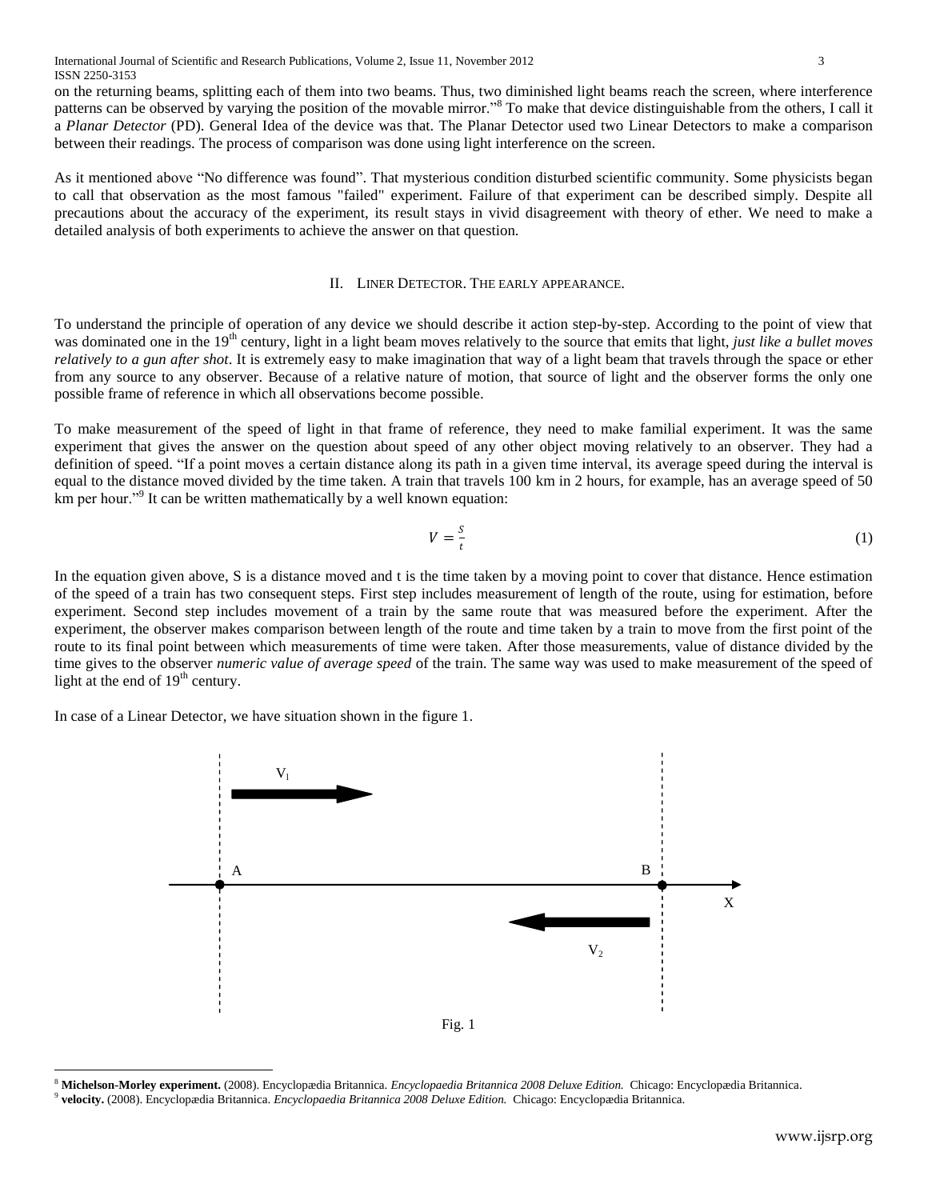on the returning beams, splitting each of them into two beams. Thus, two diminished light beams reach the screen, where interference patterns can be observed by varying the position of the movable mirror."[8] To make that device distinguishable from the others, I call it a *Planar Detector* (PD). General Idea of the device was that. The Planar Detector used two Linear Detectors to make a comparison between their readings. The process of comparison was done using light interference on the screen.

As it mentioned above "No difference was found". That mysterious condition disturbed scientific community. Some physicists began to call that observation as the most famous "failed" experiment. Failure of that experiment can be described simply. Despite all precautions about the accuracy of the experiment, its result stays in vivid disagreement with theory of ether. We need to make a detailed analysis of both experiments to achieve the answer on that question.

## II. Liner Detector. The early appearance.

To understand the principle of operation of any device we should describe it action step-by-step. According to the point of view that was dominated one in the 19th century, light in a light beam moves relatively to the source that emits that light, *just like a bullet moves relatively to a gun after shot*. It is extremely easy to make imagination that way of a light beam that travels through the space or ether from any source to any observer. Because of a relative nature of motion, that source of light and the observer forms the only one possible frame of reference in which all observations become possible.

To make measurement of the speed of light in that frame of reference, they need to make familial experiment. It was the same experiment that gives the answer on the question about speed of any other object moving relatively to an observer. They had a definition of speed. "If a point moves a certain distance along its path in a given time interval, its average speed during the interval is equal to the distance moved divided by the time taken. A train that travels 100 km in 2 hours, for example, has an average speed of 50 km per hour."[9] It can be written mathematically by a well known equation:

$$V = \frac{S}{t} \tag{1}$$

In the equation given above, S is a distance moved and t is the time taken by a moving point to cover that distance. Hence estimation of the speed of a train has two consequent steps. First step includes measurement of length of the route, using for estimation, before experiment. Second step includes movement of a train by the same route that was measured before the experiment. After the experiment, the observer makes comparison between length of the route and time taken by a train to move from the first point of the route to its final point between which measurements of time were taken. After those measurements, value of distance divided by the time gives to the observer *numeric value of average speed* of the train. The same way was used to make measurement of the speed of light at the end of 19th century.

In case of a Linear Detector, we have situation shown in the figure 1.

Fig. 1

---

[8] **Michelson-Morley experiment.** (2008). Encyclopædia Britannica. *Encyclopaedia Britannica 2008 Deluxe Edition.* Chicago: Encyclopædia Britannica.

[9] **velocity.** (2008). Encyclopædia Britannica. *Encyclopaedia Britannica 2008 Deluxe Edition.* Chicago: Encyclopædia Britannica.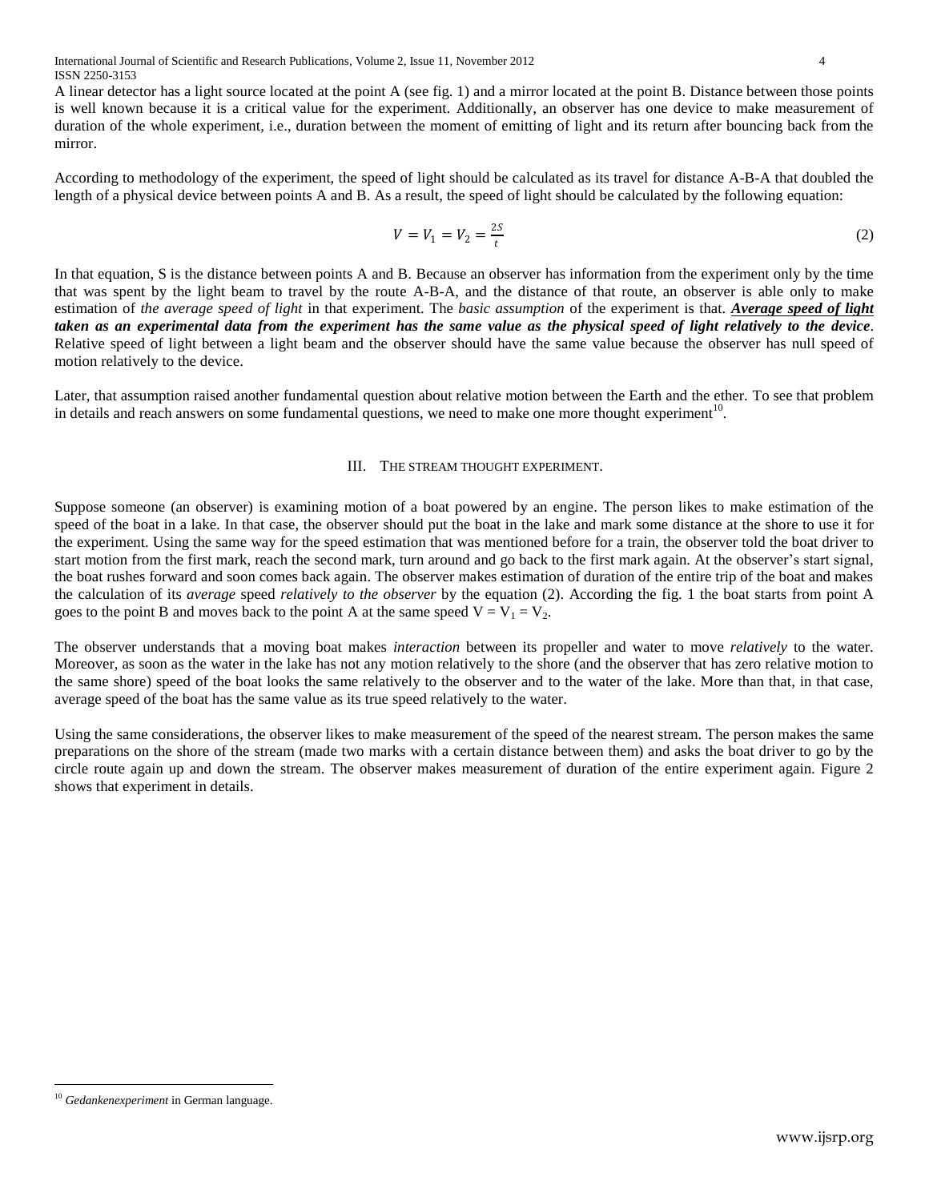A linear detector has a light source located at the point A (see fig. 1) and a mirror located at the point B. Distance between those points is well known because it is a critical value for the experiment. Additionally, an observer has one device to make measurement of duration of the whole experiment, i.e., duration between the moment of emitting of light and its return after bouncing back from the mirror.

According to methodology of the experiment, the speed of light should be calculated as its travel for distance A-B-A that doubled the length of a physical device between points A and B. As a result, the speed of light should be calculated by the following equation:

$$V = V_1 = V_2 = \frac{2S}{t} \tag{2}$$

In that equation, S is the distance between points A and B. Because an observer has information from the experiment only by the time that was spent by the light beam to travel by the route A-B-A, and the distance of that route, an observer is able only to make estimation of *the average speed of light* in that experiment. The *basic assumption* of the experiment is that. ***Average speed of light* taken as an experimental data from the experiment has the same value as the physical speed of light relatively to the device**. Relative speed of light between a light beam and the observer should have the same value because the observer has null speed of motion relatively to the device.

Later, that assumption raised another fundamental question about relative motion between the Earth and the ether. To see that problem in details and reach answers on some fundamental questions, we need to make one more thought experiment[10].

## III. The stream thought experiment.

Suppose someone (an observer) is examining motion of a boat powered by an engine. The person likes to make estimation of the speed of the boat in a lake. In that case, the observer should put the boat in the lake and mark some distance at the shore to use it for the experiment. Using the same way for the speed estimation that was mentioned before for a train, the observer told the boat driver to start motion from the first mark, reach the second mark, turn around and go back to the first mark again. At the observer's start signal, the boat rushes forward and soon comes back again. The observer makes estimation of duration of the entire trip of the boat and makes the calculation of its *average* speed *relatively to the observer* by the equation (2). According the fig. 1 the boat starts from point A goes to the point B and moves back to the point A at the same speed $V = V_1 = V_2$.

The observer understands that a moving boat makes *interaction* between its propeller and water to move *relatively* to the water. Moreover, as soon as the water in the lake has not any motion relatively to the shore (and the observer that has zero relative motion to the same shore) speed of the boat looks the same relatively to the observer and to the water of the lake. More than that, in that case, average speed of the boat has the same value as its true speed relatively to the water.

Using the same considerations, the observer likes to make measurement of the speed of the nearest stream. The person makes the same preparations on the shore of the stream (made two marks with a certain distance between them) and asks the boat driver to go by the circle route again up and down the stream. The observer makes measurement of duration of the entire experiment again. Figure 2 shows that experiment in details.

[10] *Gedankenexperiment* in German language.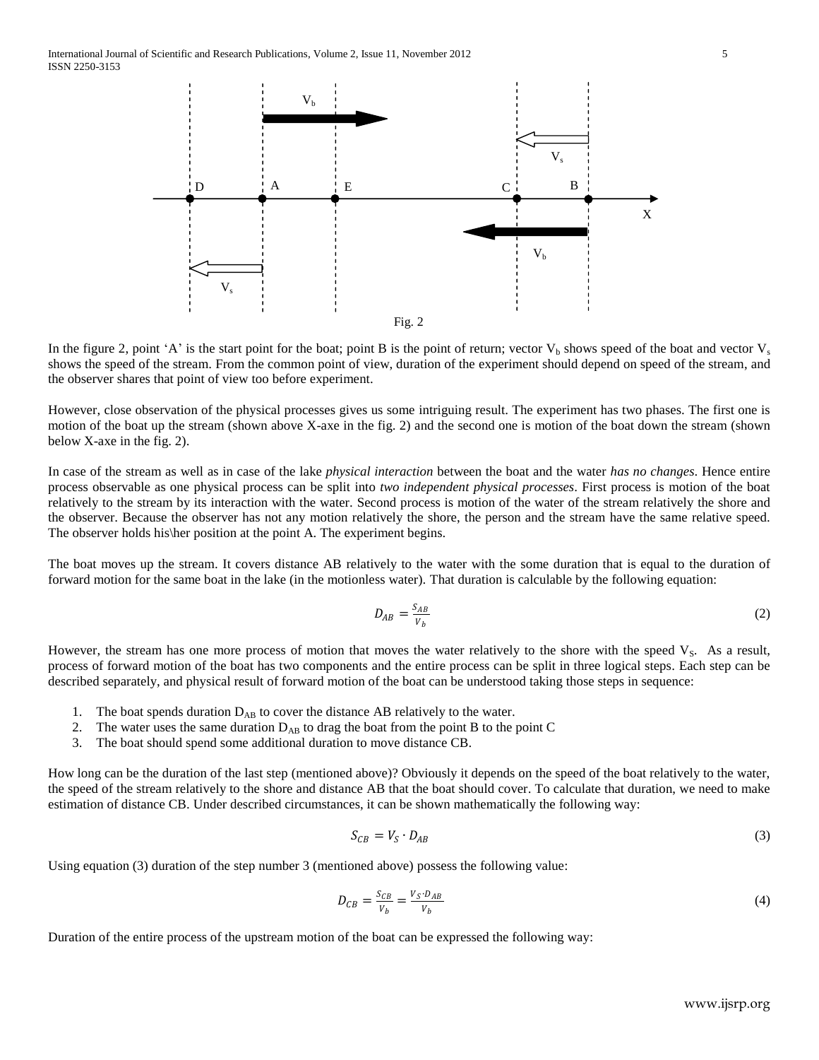Fig. 2

In the figure 2, point ‘A’ is the start point for the boat; point B is the point of return; vector $V_b$ shows speed of the boat and vector $V_s$ shows the speed of the stream. From the common point of view, duration of the experiment should depend on speed of the stream, and the observer shares that point of view too before experiment.

However, close observation of the physical processes gives us some intriguing result. The experiment has two phases. The first one is motion of the boat up the stream (shown above X-axe in the fig. 2) and the second one is motion of the boat down the stream (shown below X-axe in the fig. 2).

In case of the stream as well as in case of the lake *physical interaction* between the boat and the water *has no changes*. Hence entire process observable as one physical process can be split into *two independent physical processes*. First process is motion of the boat relatively to the stream by its interaction with the water. Second process is motion of the water of the stream relatively the shore and the observer. Because the observer has not any motion relatively the shore, the person and the stream have the same relative speed. The observer holds his\her position at the point A. The experiment begins.

The boat moves up the stream. It covers distance AB relatively to the water with the some duration that is equal to the duration of forward motion for the same boat in the lake (in the motionless water). That duration is calculable by the following equation:

$$D_{AB} = \frac{S_{AB}}{V_b} \tag{2}$$

However, the stream has one more process of motion that moves the water relatively to the shore with the speed $V_S$. As a result, process of forward motion of the boat has two components and the entire process can be split in three logical steps. Each step can be described separately, and physical result of forward motion of the boat can be understood taking those steps in sequence:

1. The boat spends duration $D_{AB}$ to cover the distance AB relatively to the water.
2. The water uses the same duration $D_{AB}$ to drag the boat from the point B to the point C
3. The boat should spend some additional duration to move distance CB.

How long can be the duration of the last step (mentioned above)? Obviously it depends on the speed of the boat relatively to the water, the speed of the stream relatively to the shore and distance AB that the boat should cover. To calculate that duration, we need to make estimation of distance CB. Under described circumstances, it can be shown mathematically the following way:

$$S_{CB} = V_S \cdot D_{AB} \tag{3}$$

Using equation (3) duration of the step number 3 (mentioned above) possess the following value:

$$D_{CB} = \frac{S_{CB}}{V_b} = \frac{V_S \cdot D_{AB}}{V_b} \tag{4}$$

Duration of the entire process of the upstream motion of the boat can be expressed the following way: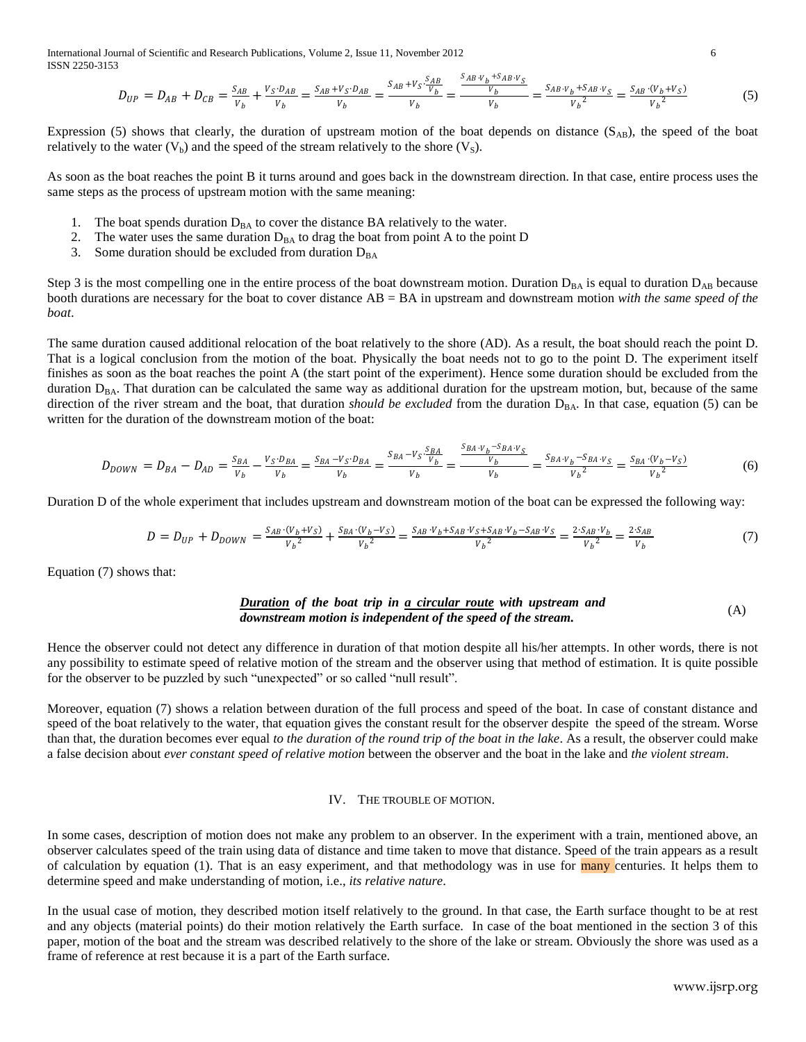$$D_{UP} = D_{AB} + D_{CB} = \frac{S_{AB}}{V_b} + \frac{V_S \cdot D_{AB}}{V_b} = \frac{S_{AB} + V_S \cdot D_{AB}}{V_b} = \frac{S_{AB} + V_S \cdot \frac{S_{AB}}{V_b}}{V_b} = \frac{\frac{S_{AB} \cdot V_b + S_{AB} \cdot V_S}{V_b}}{V_b} = \frac{S_{AB} \cdot V_b + S_{AB} \cdot V_S}{{V_b}^2} = \frac{S_{AB} \cdot (V_b + V_S)}{{V_b}^2} \tag{5}$$

Expression (5) shows that clearly, the duration of upstream motion of the boat depends on distance ($S_{AB}$), the speed of the boat relatively to the water ($V_b$) and the speed of the stream relatively to the shore ($V_S$).

As soon as the boat reaches the point B it turns around and goes back in the downstream direction. In that case, entire process uses the same steps as the process of upstream motion with the same meaning:

1. The boat spends duration $D_{BA}$ to cover the distance BA relatively to the water.
2. The water uses the same duration $D_{BA}$ to drag the boat from point A to the point D
3. Some duration should be excluded from duration $D_{BA}$

Step 3 is the most compelling one in the entire process of the boat downstream motion. Duration $D_{BA}$ is equal to duration $D_{AB}$ because booth durations are necessary for the boat to cover distance AB = BA in upstream and downstream motion *with the same speed of the boat*.

The same duration caused additional relocation of the boat relatively to the shore (AD). As a result, the boat should reach the point D. That is a logical conclusion from the motion of the boat. Physically the boat needs not to go to the point D. The experiment itself finishes as soon as the boat reaches the point A (the start point of the experiment). Hence some duration should be excluded from the duration $D_{BA}$. That duration can be calculated the same way as additional duration for the upstream motion, but, because of the same direction of the river stream and the boat, that duration *should be excluded* from the duration $D_{BA}$. In that case, equation (5) can be written for the duration of the downstream motion of the boat:

$$D_{DOWN} = D_{BA} - D_{AD} = \frac{S_{BA}}{V_b} - \frac{V_S \cdot D_{BA}}{V_b} = \frac{S_{BA} - V_S \cdot D_{BA}}{V_b} = \frac{S_{BA} - V_S \cdot \frac{S_{BA}}{V_b}}{V_b} = \frac{\frac{S_{BA} \cdot V_b - S_{BA} \cdot V_S}{V_b}}{V_b} = \frac{S_{BA} \cdot V_b - S_{BA} \cdot V_S}{{V_b}^2} = \frac{S_{BA} \cdot (V_b - V_S)}{{V_b}^2} \tag{6}$$

Duration D of the whole experiment that includes upstream and downstream motion of the boat can be expressed the following way:

$$D = D_{UP} + D_{DOWN} = \frac{S_{AB} \cdot (V_b + V_S)}{{V_b}^2} + \frac{S_{BA} \cdot (V_b - V_S)}{{V_b}^2} = \frac{S_{AB} \cdot V_b + S_{AB} \cdot V_S + S_{AB} \cdot V_b - S_{AB} \cdot V_S}{{V_b}^2} = \frac{2 \cdot S_{AB} \cdot V_b}{{V_b}^2} = \frac{2 \cdot S_{AB}}{V_b} \tag{7}$$

Equation (7) shows that:

***Duration** of the boat trip in **a circular route** with upstream and downstream motion is independent of the speed of the stream.* (A)

Hence the observer could not detect any difference in duration of that motion despite all his/her attempts. In other words, there is not any possibility to estimate speed of relative motion of the stream and the observer using that method of estimation. It is quite possible for the observer to be puzzled by such "unexpected" or so called "null result".

Moreover, equation (7) shows a relation between duration of the full process and speed of the boat. In case of constant distance and speed of the boat relatively to the water, that equation gives the constant result for the observer despite the speed of the stream. Worse than that, the duration becomes ever equal *to the duration of the round trip of the boat in the lake*. As a result, the observer could make a false decision about *ever constant speed of relative motion* between the observer and the boat in the lake and *the violent stream*.

## IV. The trouble of motion.

In some cases, description of motion does not make any problem to an observer. In the experiment with a train, mentioned above, an observer calculates speed of the train using data of distance and time taken to move that distance. Speed of the train appears as a result of calculation by equation (1). That is an easy experiment, and that methodology was in use for many centuries. It helps them to determine speed and make understanding of motion, i.e., *its relative nature*.

In the usual case of motion, they described motion itself relatively to the ground. In that case, the Earth surface thought to be at rest and any objects (material points) do their motion relatively the Earth surface. In case of the boat mentioned in the section 3 of this paper, motion of the boat and the stream was described relatively to the shore of the lake or stream. Obviously the shore was used as a frame of reference at rest because it is a part of the Earth surface.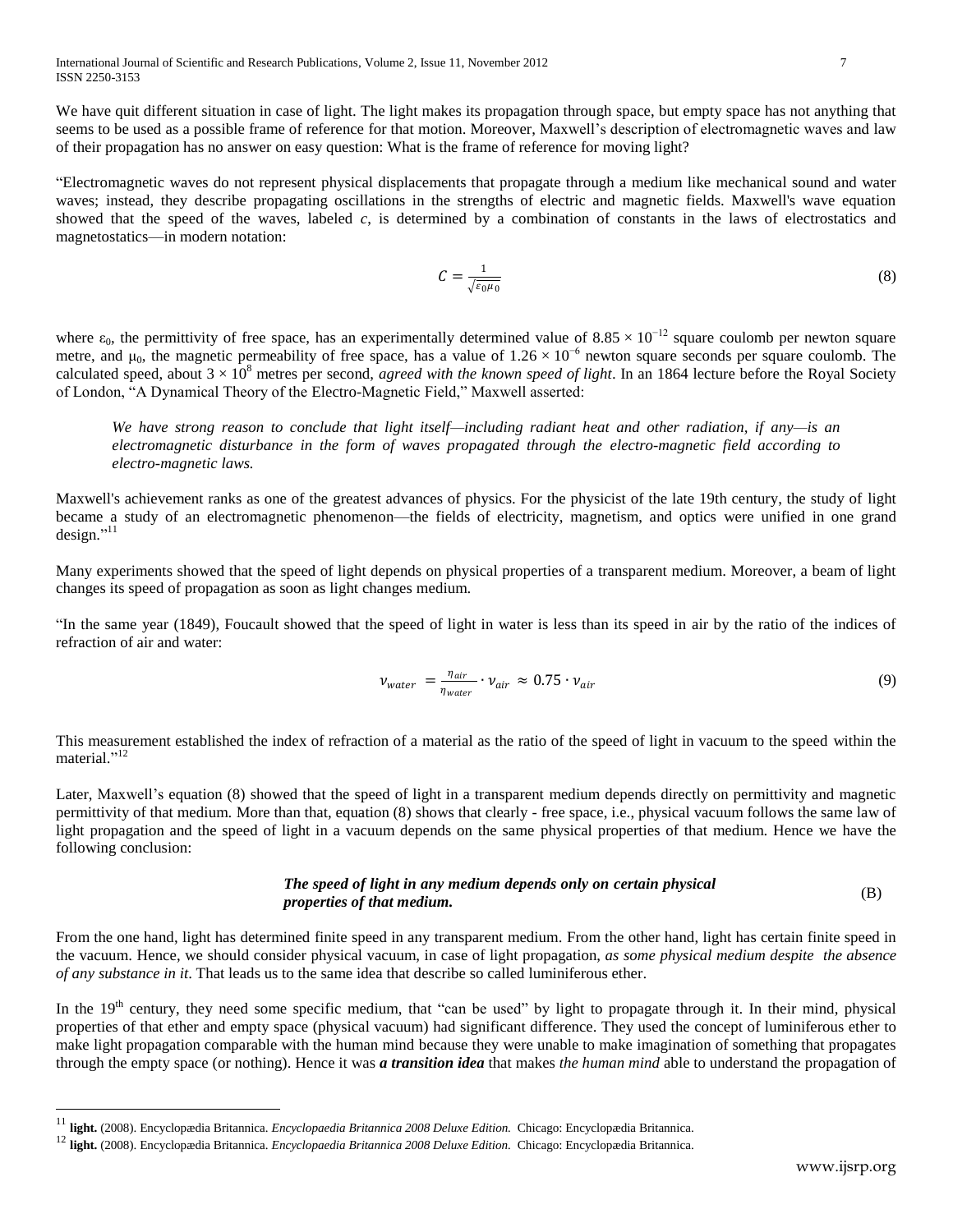We have quit different situation in case of light. The light makes its propagation through space, but empty space has not anything that seems to be used as a possible frame of reference for that motion. Moreover, Maxwell's description of electromagnetic waves and law of their propagation has no answer on easy question: What is the frame of reference for moving light?

"Electromagnetic waves do not represent physical displacements that propagate through a medium like mechanical sound and water waves; instead, they describe propagating oscillations in the strengths of electric and magnetic fields. Maxwell's wave equation showed that the speed of the waves, labeled *c*, is determined by a combination of constants in the laws of electrostatics and magnetostatics—in modern notation:

$$C = \frac{1}{\sqrt{\varepsilon_0 \mu_0}} \tag{8}$$

where $\varepsilon_0$, the permittivity of free space, has an experimentally determined value of $8.85 \times 10^{-12}$ square coulomb per newton square metre, and $\mu_0$, the magnetic permeability of free space, has a value of $1.26 \times 10^{-6}$ newton square seconds per square coulomb. The calculated speed, about $3 \times 10^8$ metres per second, *agreed with the known speed of light*. In an 1864 lecture before the Royal Society of London, "A Dynamical Theory of the Electro-Magnetic Field," Maxwell asserted:

> *We have strong reason to conclude that light itself—including radiant heat and other radiation, if any—is an electromagnetic disturbance in the form of waves propagated through the electro-magnetic field according to electro-magnetic laws.*

Maxwell's achievement ranks as one of the greatest advances of physics. For the physicist of the late 19th century, the study of light became a study of an electromagnetic phenomenon—the fields of electricity, magnetism, and optics were unified in one grand design."[11]

Many experiments showed that the speed of light depends on physical properties of a transparent medium. Moreover, a beam of light changes its speed of propagation as soon as light changes medium.

"In the same year (1849), Foucault showed that the speed of light in water is less than its speed in air by the ratio of the indices of refraction of air and water:

$$v_{water} = \frac{\eta_{air}}{\eta_{water}} \cdot v_{air} \approx 0.75 \cdot v_{air} \tag{9}$$

This measurement established the index of refraction of a material as the ratio of the speed of light in vacuum to the speed within the material."[12]

Later, Maxwell's equation (8) showed that the speed of light in a transparent medium depends directly on permittivity and magnetic permittivity of that medium. More than that, equation (8) shows that clearly - free space, i.e., physical vacuum follows the same law of light propagation and the speed of light in a vacuum depends on the same physical properties of that medium. Hence we have the following conclusion:

***The speed of light in any medium depends only on certain physical properties of that medium.*** (B)

From the one hand, light has determined finite speed in any transparent medium. From the other hand, light has certain finite speed in the vacuum. Hence, we should consider physical vacuum, in case of light propagation, *as some physical medium despite the absence of any substance in it*. That leads us to the same idea that describe so called luminiferous ether.

In the 19th century, they need some specific medium, that "can be used" by light to propagate through it. In their mind, physical properties of that ether and empty space (physical vacuum) had significant difference. They used the concept of luminiferous ether to make light propagation comparable with the human mind because they were unable to make imagination of something that propagates through the empty space (or nothing). Hence it was ***a transition idea*** that makes *the human mind* able to understand the propagation of

---

[11] **light.** (2008). Encyclopædia Britannica. *Encyclopaedia Britannica 2008 Deluxe Edition.* Chicago: Encyclopædia Britannica.

[12] **light.** (2008). Encyclopædia Britannica. *Encyclopaedia Britannica 2008 Deluxe Edition.* Chicago: Encyclopædia Britannica.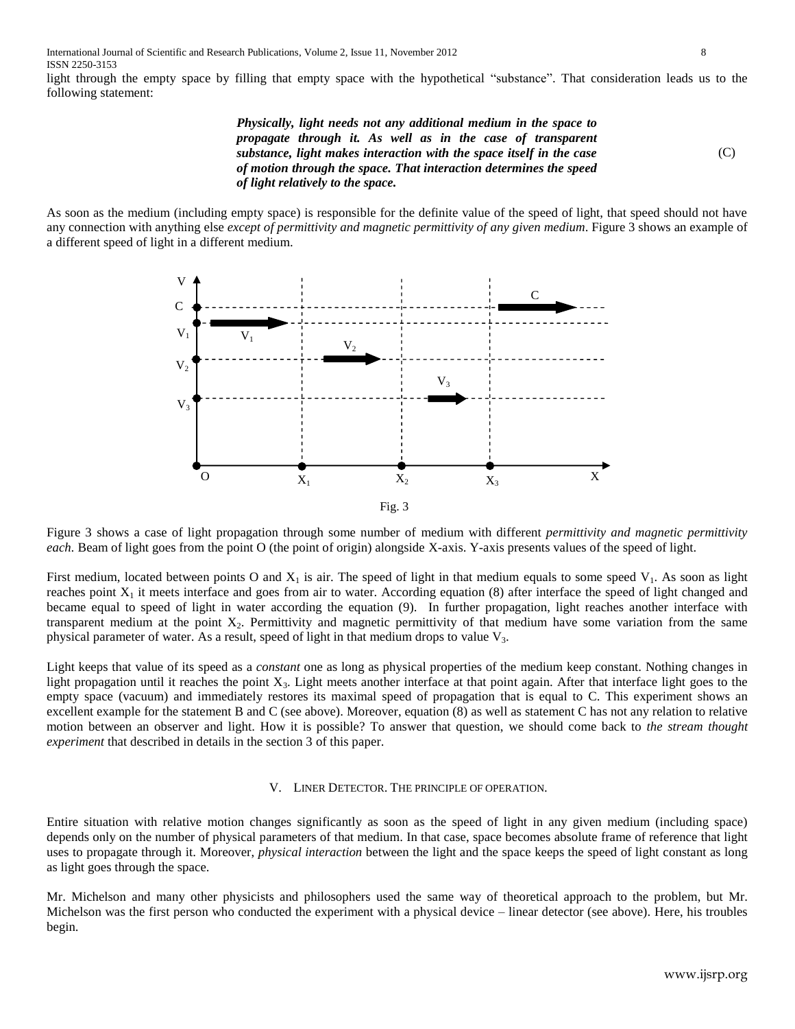light through the empty space by filling that empty space with the hypothetical "substance". That consideration leads us to the following statement:

> ***Physically, light needs not any additional medium in the space to propagate through it. As well as in the case of transparent substance, light makes interaction with the space itself in the case of motion through the space. That interaction determines the speed of light relatively to the space.*** (C)

As soon as the medium (including empty space) is responsible for the definite value of the speed of light, that speed should not have any connection with anything else *except of permittivity and magnetic permittivity of any given medium*. Figure 3 shows an example of a different speed of light in a different medium.

Fig. 3

Figure 3 shows a case of light propagation through some number of medium with different *permittivity and magnetic permittivity each*. Beam of light goes from the point O (the point of origin) alongside X-axis. Y-axis presents values of the speed of light.

First medium, located between points O and $X_1$ is air. The speed of light in that medium equals to some speed $V_1$. As soon as light reaches point $X_1$ it meets interface and goes from air to water. According equation (8) after interface the speed of light changed and became equal to speed of light in water according the equation (9). In further propagation, light reaches another interface with transparent medium at the point $X_2$. Permittivity and magnetic permittivity of that medium have some variation from the same physical parameter of water. As a result, speed of light in that medium drops to value $V_3$.

Light keeps that value of its speed as a *constant* one as long as physical properties of the medium keep constant. Nothing changes in light propagation until it reaches the point $X_3$. Light meets another interface at that point again. After that interface light goes to the empty space (vacuum) and immediately restores its maximal speed of propagation that is equal to C. This experiment shows an excellent example for the statement B and C (see above). Moreover, equation (8) as well as statement C has not any relation to relative motion between an observer and light. How it is possible? To answer that question, we should come back to *the stream thought experiment* that described in details in the section 3 of this paper.

## V. Liner Detector. The principle of operation.

Entire situation with relative motion changes significantly as soon as the speed of light in any given medium (including space) depends only on the number of physical parameters of that medium. In that case, space becomes absolute frame of reference that light uses to propagate through it. Moreover, *physical interaction* between the light and the space keeps the speed of light constant as long as light goes through the space.

Mr. Michelson and many other physicists and philosophers used the same way of theoretical approach to the problem, but Mr. Michelson was the first person who conducted the experiment with a physical device – linear detector (see above). Here, his troubles begin.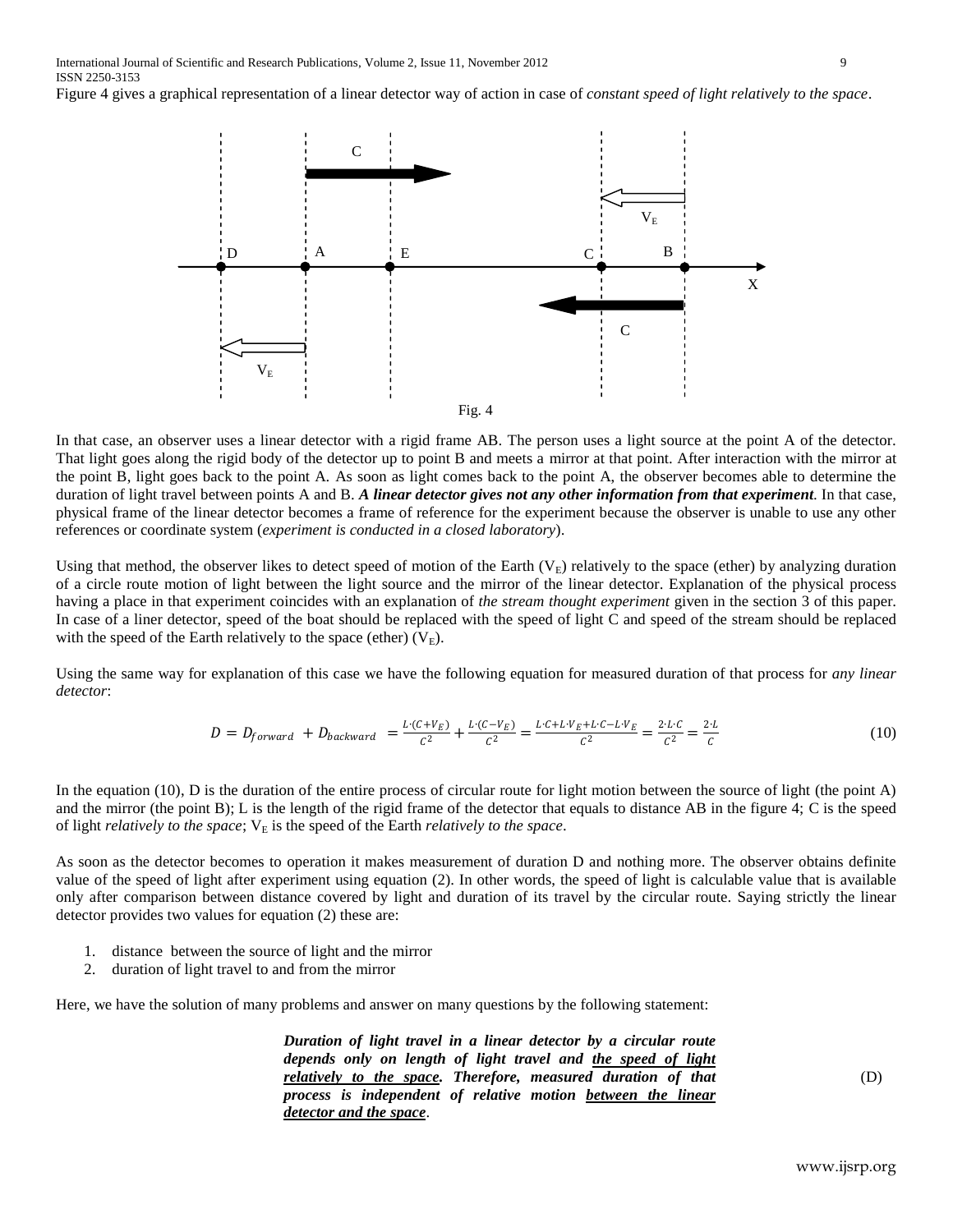Figure 4 gives a graphical representation of a linear detector way of action in case of *constant speed of light relatively to the space*.

Fig. 4

In that case, an observer uses a linear detector with a rigid frame AB. The person uses a light source at the point A of the detector. That light goes along the rigid body of the detector up to point B and meets a mirror at that point. After interaction with the mirror at the point B, light goes back to the point A. As soon as light comes back to the point A, the observer becomes able to determine the duration of light travel between points A and B. ***A linear detector gives not any other information from that experiment***. In that case, physical frame of the linear detector becomes a frame of reference for the experiment because the observer is unable to use any other references or coordinate system (*experiment is conducted in a closed laboratory*).

Using that method, the observer likes to detect speed of motion of the Earth ($V_E$) relatively to the space (ether) by analyzing duration of a circle route motion of light between the light source and the mirror of the linear detector. Explanation of the physical process having a place in that experiment coincides with an explanation of *the stream thought experiment* given in the section 3 of this paper. In case of a liner detector, speed of the boat should be replaced with the speed of light C and speed of the stream should be replaced with the speed of the Earth relatively to the space (ether) ($V_E$).

Using the same way for explanation of this case we have the following equation for measured duration of that process for *any linear detector*:

$$D = D_{forward} + D_{backward} = \frac{L\cdot(C+V_E)}{C^2} + \frac{L\cdot(C-V_E)}{C^2} = \frac{L\cdot C+L\cdot V_E+L\cdot C-L\cdot V_E}{C^2} = \frac{2\cdot L\cdot C}{C^2} = \frac{2\cdot L}{C} \tag{10}$$

In the equation (10), D is the duration of the entire process of circular route for light motion between the source of light (the point A) and the mirror (the point B); L is the length of the rigid frame of the detector that equals to distance AB in the figure 4; C is the speed of light *relatively to the space*; $V_E$ is the speed of the Earth *relatively to the space*.

As soon as the detector becomes to operation it makes measurement of duration D and nothing more. The observer obtains definite value of the speed of light after experiment using equation (2). In other words, the speed of light is calculable value that is available only after comparison between distance covered by light and duration of its travel by the circular route. Saying strictly the linear detector provides two values for equation (2) these are:

1. distance between the source of light and the mirror
2. duration of light travel to and from the mirror

Here, we have the solution of many problems and answer on many questions by the following statement:

> ***Duration of light travel in a linear detector by a circular route depends only on length of light travel and <u>the speed of light relatively to the space</u>. Therefore, measured duration of that process is independent of relative motion <u>between the linear detector and the space</u>***. (D)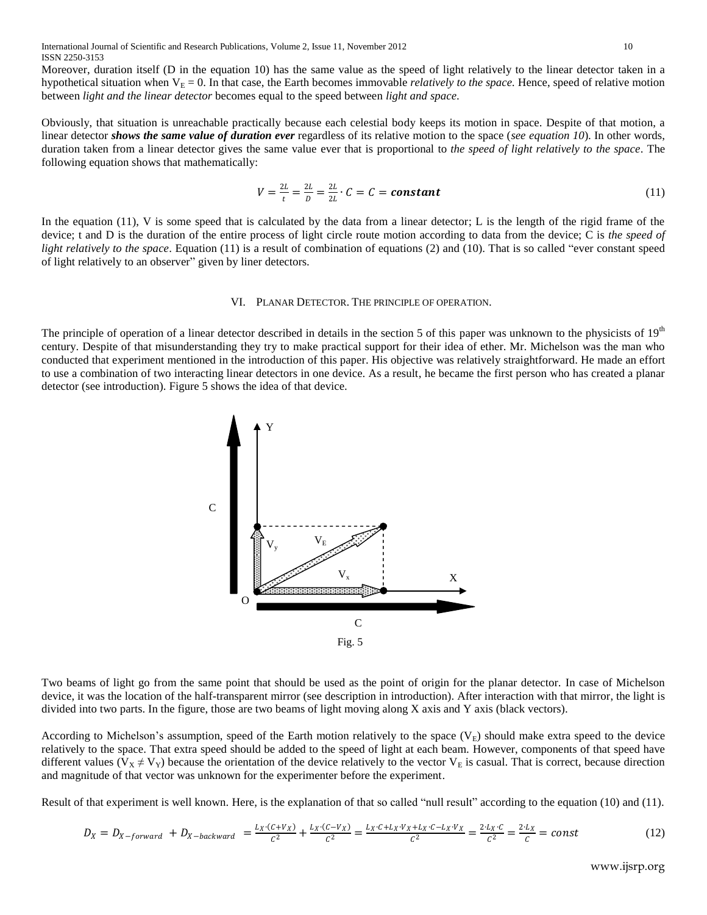Moreover, duration itself (D in the equation 10) has the same value as the speed of light relatively to the linear detector taken in a hypothetical situation when $V_E = 0$. In that case, the Earth becomes immovable *relatively to the space.* Hence, speed of relative motion between *light and the linear detector* becomes equal to the speed between *light and space.*

Obviously, that situation is unreachable practically because each celestial body keeps its motion in space. Despite of that motion, a linear detector ***shows the same value of duration ever*** regardless of its relative motion to the space (*see equation 10*). In other words, duration taken from a linear detector gives the same value ever that is proportional to *the speed of light relatively to the space*. The following equation shows that mathematically:

$$V = \frac{2L}{t} = \frac{2L}{D} = \frac{2L}{2L} \cdot C = C = \boldsymbol{constant} \tag{11}$$

In the equation (11), V is some speed that is calculated by the data from a linear detector; L is the length of the rigid frame of the device; t and D is the duration of the entire process of light circle route motion according to data from the device; C is *the speed of light relatively to the space*. Equation (11) is a result of combination of equations (2) and (10). That is so called "ever constant speed of light relatively to an observer" given by liner detectors.

## VI. Planar Detector. The principle of operation.

The principle of operation of a linear detector described in details in the section 5 of this paper was unknown to the physicists of 19th century. Despite of that misunderstanding they try to make practical support for their idea of ether. Mr. Michelson was the man who conducted that experiment mentioned in the introduction of this paper. His objective was relatively straightforward. He made an effort to use a combination of two interacting linear detectors in one device. As a result, he became the first person who has created a planar detector (see introduction). Figure 5 shows the idea of that device.

Fig. 5

Two beams of light go from the same point that should be used as the point of origin for the planar detector. In case of Michelson device, it was the location of the half-transparent mirror (see description in introduction). After interaction with that mirror, the light is divided into two parts. In the figure, those are two beams of light moving along X axis and Y axis (black vectors).

According to Michelson's assumption, speed of the Earth motion relatively to the space ($V_E$) should make extra speed to the device relatively to the space. That extra speed should be added to the speed of light at each beam. However, components of that speed have different values ($V_X \neq V_Y$) because the orientation of the device relatively to the vector $V_E$ is casual. That is correct, because direction and magnitude of that vector was unknown for the experimenter before the experiment.

Result of that experiment is well known. Here, is the explanation of that so called "null result" according to the equation (10) and (11).

$$D_X = D_{X-forward} + D_{X-backward} = \frac{L_X \cdot (C+V_X)}{C^2} + \frac{L_X \cdot (C-V_X)}{C^2} = \frac{L_X \cdot C + L_X \cdot V_X + L_X \cdot C - L_X \cdot V_X}{C^2} = \frac{2 \cdot L_X \cdot C}{C^2} = \frac{2 \cdot L_X}{C} = const \tag{12}$$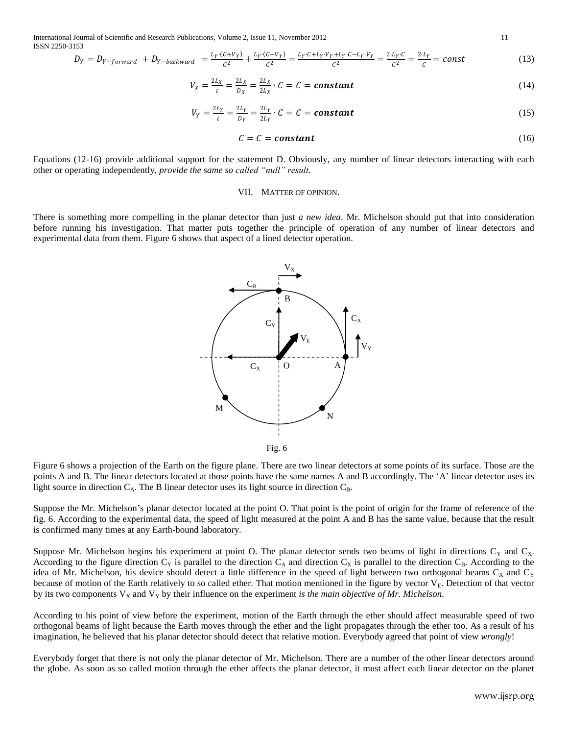$$D_Y = D_{Y-forward} + D_{Y-backward} = \frac{L_Y \cdot (C+V_Y)}{C^2} + \frac{L_Y \cdot (C-V_Y)}{C^2} = \frac{L_Y \cdot C + L_Y \cdot V_Y + L_Y \cdot C - L_Y \cdot V_Y}{C^2} = \frac{2 \cdot L_Y \cdot C}{C^2} = \frac{2 \cdot L_Y}{C} = const \quad (13)$$

$$V_X = \frac{2L_X}{t} = \frac{2L_X}{D_X} = \frac{2L_X}{2L_X} \cdot C = C = \boldsymbol{constant} \quad (14)$$

$$V_Y = \frac{2L_Y}{t} = \frac{2L_Y}{D_Y} = \frac{2L_Y}{2L_Y} \cdot C = C = \boldsymbol{constant} \quad (15)$$

$$C = C = \boldsymbol{constant} \quad (16)$$

Equations (12-16) provide additional support for the statement D. Obviously, any number of linear detectors interacting with each other or operating independently, *provide the same so called "null" result*.

## VII. Matter of opinion.

There is something more compelling in the planar detector than just *a new idea*. Mr. Michelson should put that into consideration before running his investigation. That matter puts together the principle of operation of any number of linear detectors and experimental data from them. Figure 6 shows that aspect of a lined detector operation.

Fig. 6

Figure 6 shows a projection of the Earth on the figure plane. There are two linear detectors at some points of its surface. Those are the points A and B. The linear detectors located at those points have the same names A and B accordingly. The 'A' linear detector uses its light source in direction $C_A$. The B linear detector uses its light source in direction $C_B$.

Suppose the Mr. Michelson's planar detector located at the point O. That point is the point of origin for the frame of reference of the fig. 6. According to the experimental data, the speed of light measured at the point A and B has the same value, because that the result is confirmed many times at any Earth-bound laboratory.

Suppose Mr. Michelson begins his experiment at point O. The planar detector sends two beams of light in directions $C_Y$ and $C_X$. According to the figure direction $C_Y$ is parallel to the direction $C_A$ and direction $C_X$ is parallel to the direction $C_B$. According to the idea of Mr. Michelson, his device should detect a little difference in the speed of light between two orthogonal beams $C_X$ and $C_Y$ because of motion of the Earth relatively to so called ether. That motion mentioned in the figure by vector $V_E$. Detection of that vector by its two components $V_X$ and $V_Y$ by their influence on the experiment *is the main objective of Mr. Michelson*.

According to his point of view before the experiment, motion of the Earth through the ether should affect measurable speed of two orthogonal beams of light because the Earth moves through the ether and the light propagates through the ether too. As a result of his imagination, he believed that his planar detector should detect that relative motion. Everybody agreed that point of view *wrongly*!

Everybody forget that there is not only the planar detector of Mr. Michelson. There are a number of the other linear detectors around the globe. As soon as so called motion through the ether affects the planar detector, it must affect each linear detector on the planet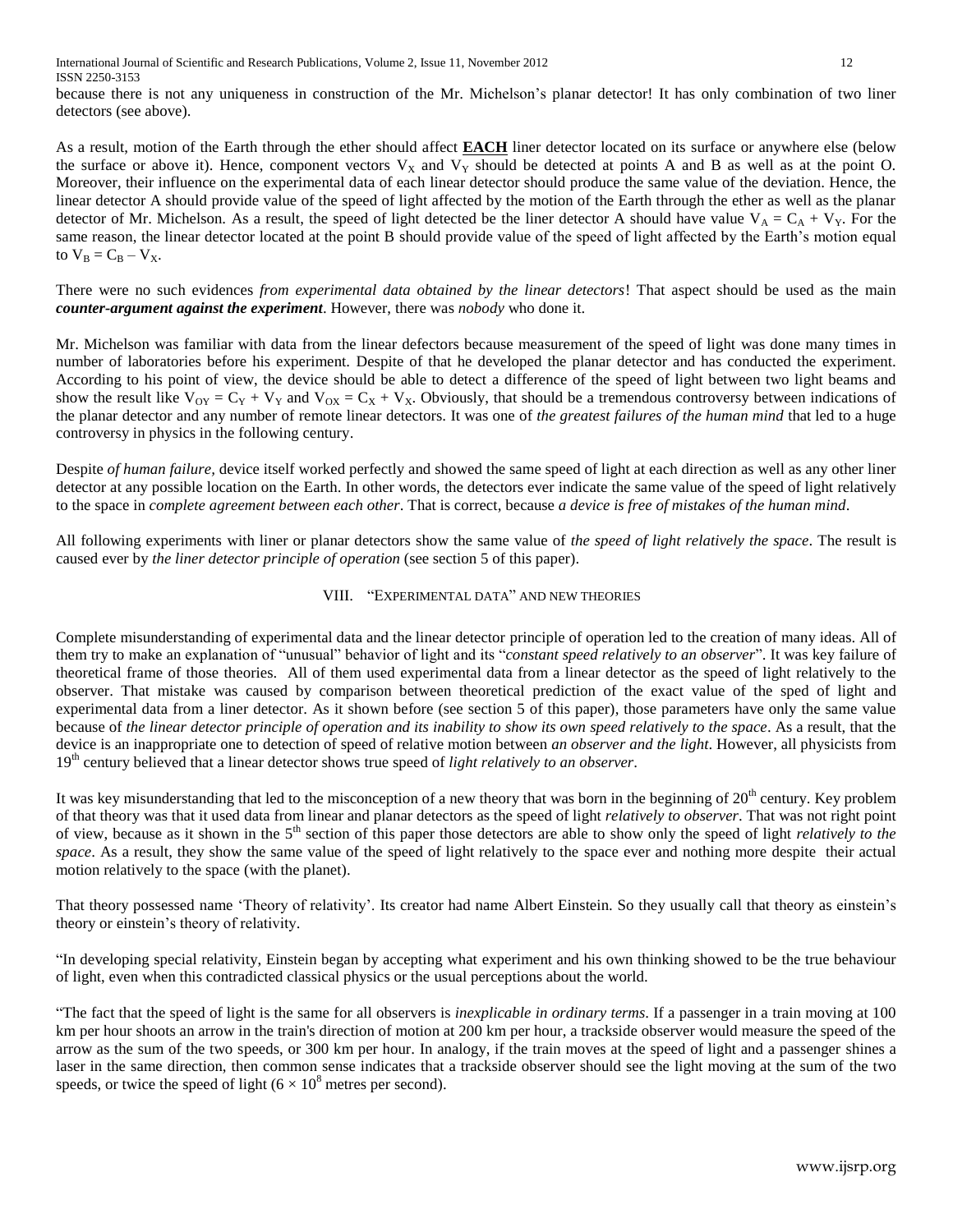because there is not any uniqueness in construction of the Mr. Michelson's planar detector! It has only combination of two liner detectors (see above).

As a result, motion of the Earth through the ether should affect **EACH** liner detector located on its surface or anywhere else (below the surface or above it). Hence, component vectors $V_X$ and $V_Y$ should be detected at points A and B as well as at the point O. Moreover, their influence on the experimental data of each linear detector should produce the same value of the deviation. Hence, the linear detector A should provide value of the speed of light affected by the motion of the Earth through the ether as well as the planar detector of Mr. Michelson. As a result, the speed of light detected be the liner detector A should have value $V_A = C_A + V_Y$. For the same reason, the linear detector located at the point B should provide value of the speed of light affected by the Earth's motion equal to $V_B = C_B - V_X$.

There were no such evidences *from experimental data obtained by the linear detectors*! That aspect should be used as the main ***counter-argument against the experiment***. However, there was *nobody* who done it.

Mr. Michelson was familiar with data from the linear defectors because measurement of the speed of light was done many times in number of laboratories before his experiment. Despite of that he developed the planar detector and has conducted the experiment. According to his point of view, the device should be able to detect a difference of the speed of light between two light beams and show the result like $V_{OY} = C_Y + V_Y$ and $V_{OX} = C_X + V_X$. Obviously, that should be a tremendous controversy between indications of the planar detector and any number of remote linear detectors. It was one of *the greatest failures of the human mind* that led to a huge controversy in physics in the following century.

Despite *of human failure*, device itself worked perfectly and showed the same speed of light at each direction as well as any other liner detector at any possible location on the Earth. In other words, the detectors ever indicate the same value of the speed of light relatively to the space in *complete agreement between each other*. That is correct, because *a device is free of mistakes of the human mind*.

All following experiments with liner or planar detectors show the same value of *the speed of light relatively the space*. The result is caused ever by *the liner detector principle of operation* (see section 5 of this paper).

## VIII. "Experimental data" and new theories

Complete misunderstanding of experimental data and the linear detector principle of operation led to the creation of many ideas. All of them try to make an explanation of "unusual" behavior of light and its "*constant speed relatively to an observer*". It was key failure of theoretical frame of those theories. All of them used experimental data from a linear detector as the speed of light relatively to the observer. That mistake was caused by comparison between theoretical prediction of the exact value of the sped of light and experimental data from a liner detector. As it shown before (see section 5 of this paper), those parameters have only the same value because of *the linear detector principle of operation and its inability to show its own speed relatively to the space*. As a result, that the device is an inappropriate one to detection of speed of relative motion between *an observer and the light*. However, all physicists from 19th century believed that a linear detector shows true speed of *light relatively to an observer*.

It was key misunderstanding that led to the misconception of a new theory that was born in the beginning of 20th century. Key problem of that theory was that it used data from linear and planar detectors as the speed of light *relatively to observer*. That was not right point of view, because as it shown in the 5th section of this paper those detectors are able to show only the speed of light *relatively to the space*. As a result, they show the same value of the speed of light relatively to the space ever and nothing more despite their actual motion relatively to the space (with the planet).

That theory possessed name 'Theory of relativity'. Its creator had name Albert Einstein. So they usually call that theory as einstein's theory or einstein's theory of relativity.

"In developing special relativity, Einstein began by accepting what experiment and his own thinking showed to be the true behaviour of light, even when this contradicted classical physics or the usual perceptions about the world.

"The fact that the speed of light is the same for all observers is *inexplicable in ordinary terms*. If a passenger in a train moving at 100 km per hour shoots an arrow in the train's direction of motion at 200 km per hour, a trackside observer would measure the speed of the arrow as the sum of the two speeds, or 300 km per hour. In analogy, if the train moves at the speed of light and a passenger shines a laser in the same direction, then common sense indicates that a trackside observer should see the light moving at the sum of the two speeds, or twice the speed of light ($6 \times 10^8$ metres per second).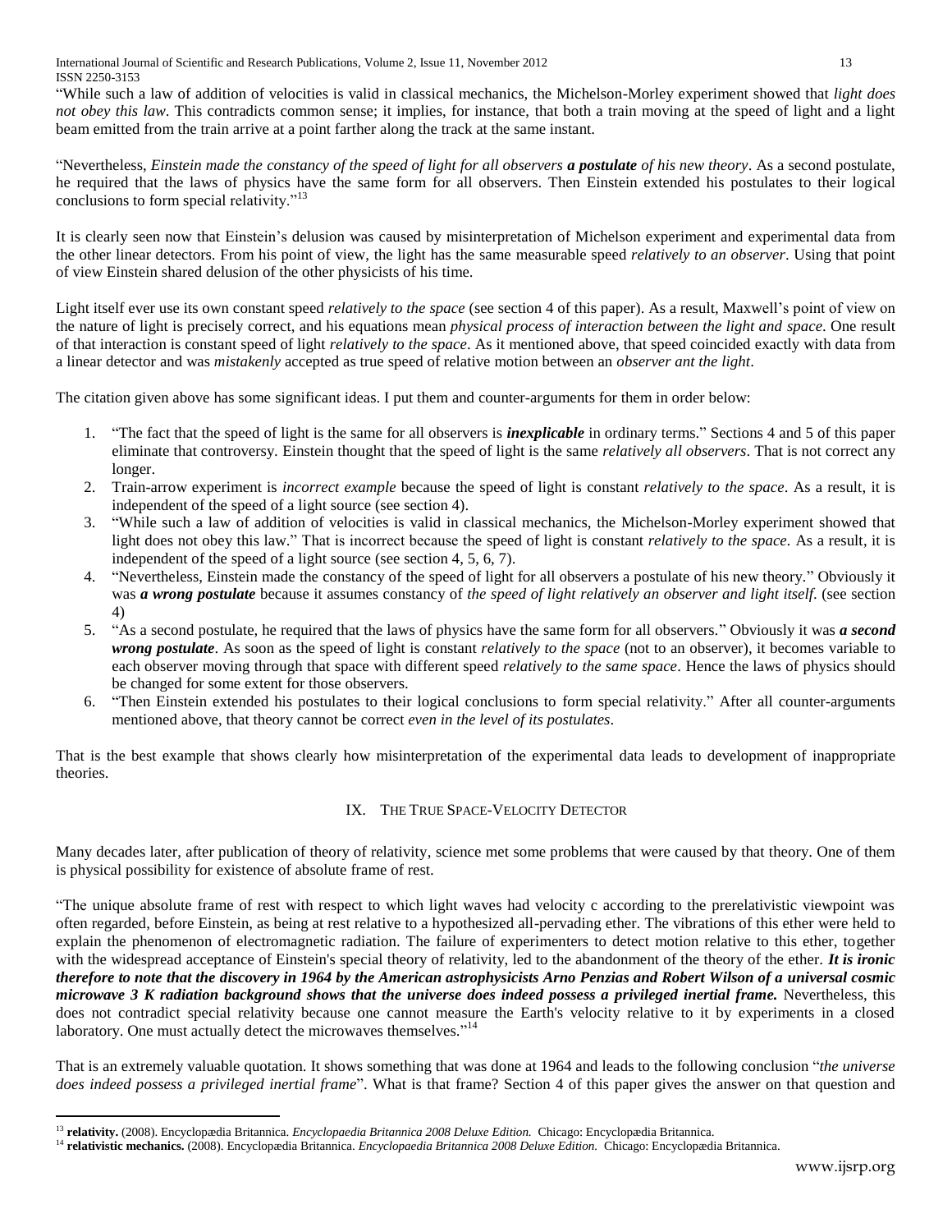"While such a law of addition of velocities is valid in classical mechanics, the Michelson-Morley experiment showed that *light does not obey this law*. This contradicts common sense; it implies, for instance, that both a train moving at the speed of light and a light beam emitted from the train arrive at a point farther along the track at the same instant.

"Nevertheless, *Einstein made the constancy of the speed of light for all observers **a postulate** of his new theory*. As a second postulate, he required that the laws of physics have the same form for all observers. Then Einstein extended his postulates to their logical conclusions to form special relativity."[13]

It is clearly seen now that Einstein's delusion was caused by misinterpretation of Michelson experiment and experimental data from the other linear detectors. From his point of view, the light has the same measurable speed *relatively to an observer*. Using that point of view Einstein shared delusion of the other physicists of his time.

Light itself ever use its own constant speed *relatively to the space* (see section 4 of this paper). As a result, Maxwell's point of view on the nature of light is precisely correct, and his equations mean *physical process of interaction between the light and space*. One result of that interaction is constant speed of light *relatively to the space*. As it mentioned above, that speed coincided exactly with data from a linear detector and was *mistakenly* accepted as true speed of relative motion between an *observer ant the light*.

The citation given above has some significant ideas. I put them and counter-arguments for them in order below:

1. "The fact that the speed of light is the same for all observers is ***inexplicable*** in ordinary terms." Sections 4 and 5 of this paper eliminate that controversy. Einstein thought that the speed of light is the same *relatively all observers*. That is not correct any longer.
2. Train-arrow experiment is *incorrect example* because the speed of light is constant *relatively to the space*. As a result, it is independent of the speed of a light source (see section 4).
3. "While such a law of addition of velocities is valid in classical mechanics, the Michelson-Morley experiment showed that light does not obey this law." That is incorrect because the speed of light is constant *relatively to the space*. As a result, it is independent of the speed of a light source (see section 4, 5, 6, 7).
4. "Nevertheless, Einstein made the constancy of the speed of light for all observers a postulate of his new theory." Obviously it was ***a wrong postulate*** because it assumes constancy of *the speed of light relatively an observer and light itself*. (see section 4)
5. "As a second postulate, he required that the laws of physics have the same form for all observers." Obviously it was ***a second wrong postulate***. As soon as the speed of light is constant *relatively to the space* (not to an observer), it becomes variable to each observer moving through that space with different speed *relatively to the same space*. Hence the laws of physics should be changed for some extent for those observers.
6. "Then Einstein extended his postulates to their logical conclusions to form special relativity." After all counter-arguments mentioned above, that theory cannot be correct *even in the level of its postulates*.

That is the best example that shows clearly how misinterpretation of the experimental data leads to development of inappropriate theories.

## IX. The True Space-Velocity Detector

Many decades later, after publication of theory of relativity, science met some problems that were caused by that theory. One of them is physical possibility for existence of absolute frame of rest.

"The unique absolute frame of rest with respect to which light waves had velocity c according to the prerelativistic viewpoint was often regarded, before Einstein, as being at rest relative to a hypothesized all-pervading ether. The vibrations of this ether were held to explain the phenomenon of electromagnetic radiation. The failure of experimenters to detect motion relative to this ether, together with the widespread acceptance of Einstein's special theory of relativity, led to the abandonment of the theory of the ether. ***It is ironic therefore to note that the discovery in 1964 by the American astrophysicists Arno Penzias and Robert Wilson of a universal cosmic microwave 3 K radiation background shows that the universe does indeed possess a privileged inertial frame.*** Nevertheless, this does not contradict special relativity because one cannot measure the Earth's velocity relative to it by experiments in a closed laboratory. One must actually detect the microwaves themselves."[14]

That is an extremely valuable quotation. It shows something that was done at 1964 and leads to the following conclusion "*the universe does indeed possess a privileged inertial frame*". What is that frame? Section 4 of this paper gives the answer on that question and

---

[13] **relativity.** (2008). Encyclopædia Britannica. *Encyclopaedia Britannica 2008 Deluxe Edition.* Chicago: Encyclopædia Britannica.

[14] **relativistic mechanics.** (2008). Encyclopædia Britannica. *Encyclopaedia Britannica 2008 Deluxe Edition.* Chicago: Encyclopædia Britannica.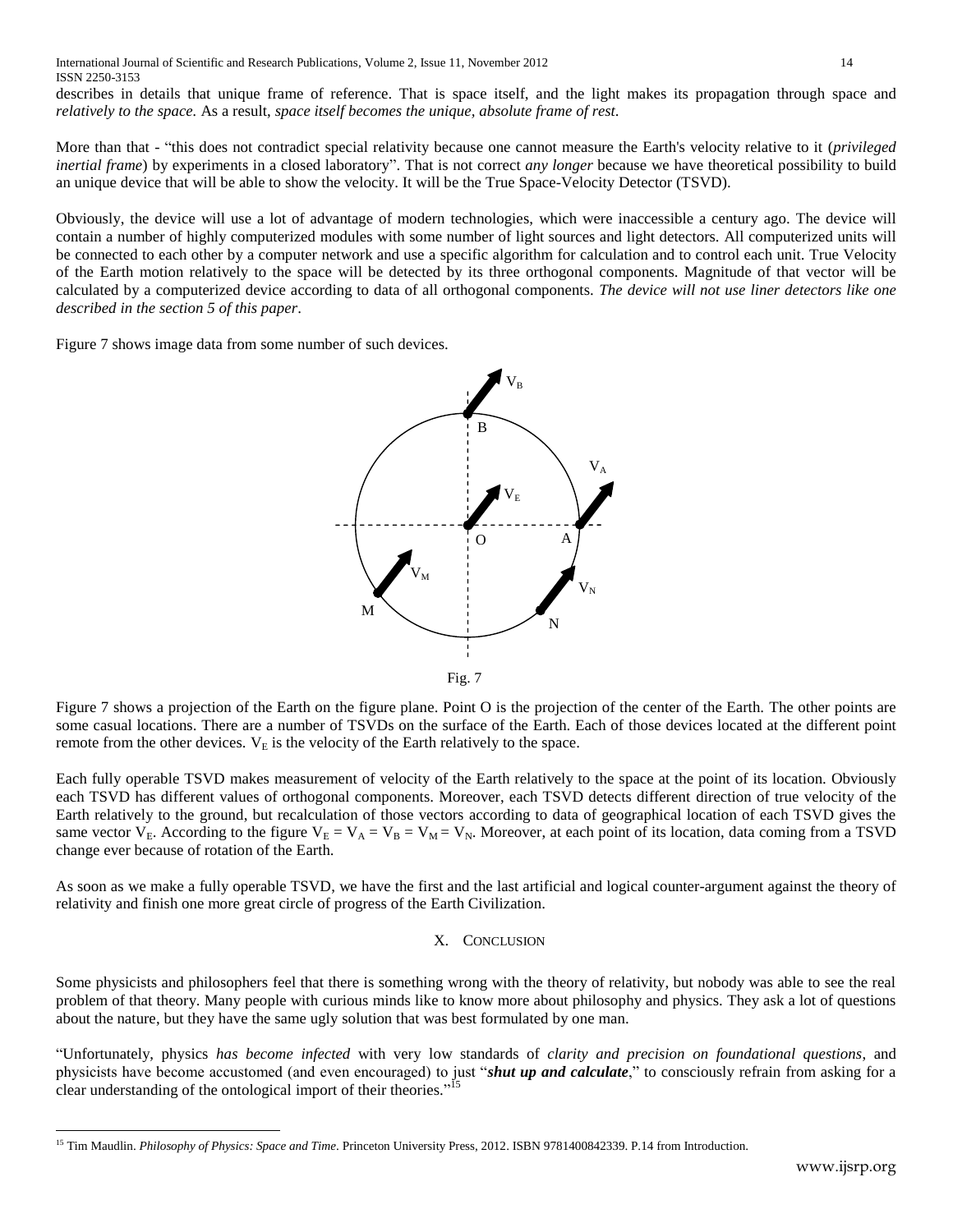describes in details that unique frame of reference. That is space itself, and the light makes its propagation through space and *relatively to the space.* As a result, *space itself becomes the unique, absolute frame of rest*.

More than that - "this does not contradict special relativity because one cannot measure the Earth's velocity relative to it (*privileged inertial frame*) by experiments in a closed laboratory". That is not correct *any longer* because we have theoretical possibility to build an unique device that will be able to show the velocity. It will be the True Space-Velocity Detector (TSVD).

Obviously, the device will use a lot of advantage of modern technologies, which were inaccessible a century ago. The device will contain a number of highly computerized modules with some number of light sources and light detectors. All computerized units will be connected to each other by a computer network and use a specific algorithm for calculation and to control each unit. True Velocity of the Earth motion relatively to the space will be detected by its three orthogonal components. Magnitude of that vector will be calculated by a computerized device according to data of all orthogonal components. *The device will not use liner detectors like one described in the section 5 of this paper*.

Figure 7 shows image data from some number of such devices.

Fig. 7

Figure 7 shows a projection of the Earth on the figure plane. Point O is the projection of the center of the Earth. The other points are some casual locations. There are a number of TSVDs on the surface of the Earth. Each of those devices located at the different point remote from the other devices. $V_E$ is the velocity of the Earth relatively to the space.

Each fully operable TSVD makes measurement of velocity of the Earth relatively to the space at the point of its location. Obviously each TSVD has different values of orthogonal components. Moreover, each TSVD detects different direction of true velocity of the Earth relatively to the ground, but recalculation of those vectors according to data of geographical location of each TSVD gives the same vector $V_E$. According to the figure $V_E = V_A = V_B = V_M = V_N$. Moreover, at each point of its location, data coming from a TSVD change ever because of rotation of the Earth.

As soon as we make a fully operable TSVD, we have the first and the last artificial and logical counter-argument against the theory of relativity and finish one more great circle of progress of the Earth Civilization.

## X. Conclusion

Some physicists and philosophers feel that there is something wrong with the theory of relativity, but nobody was able to see the real problem of that theory. Many people with curious minds like to know more about philosophy and physics. They ask a lot of questions about the nature, but they have the same ugly solution that was best formulated by one man.

"Unfortunately, physics *has become infected* with very low standards of *clarity and precision on foundational questions*, and physicists have become accustomed (and even encouraged) to just "***shut up and calculate***," to consciously refrain from asking for a clear understanding of the ontological import of their theories."[15]

---

[15] Tim Maudlin. *Philosophy of Physics: Space and Time*. Princeton University Press, 2012. ISBN 9781400842339. P.14 from Introduction.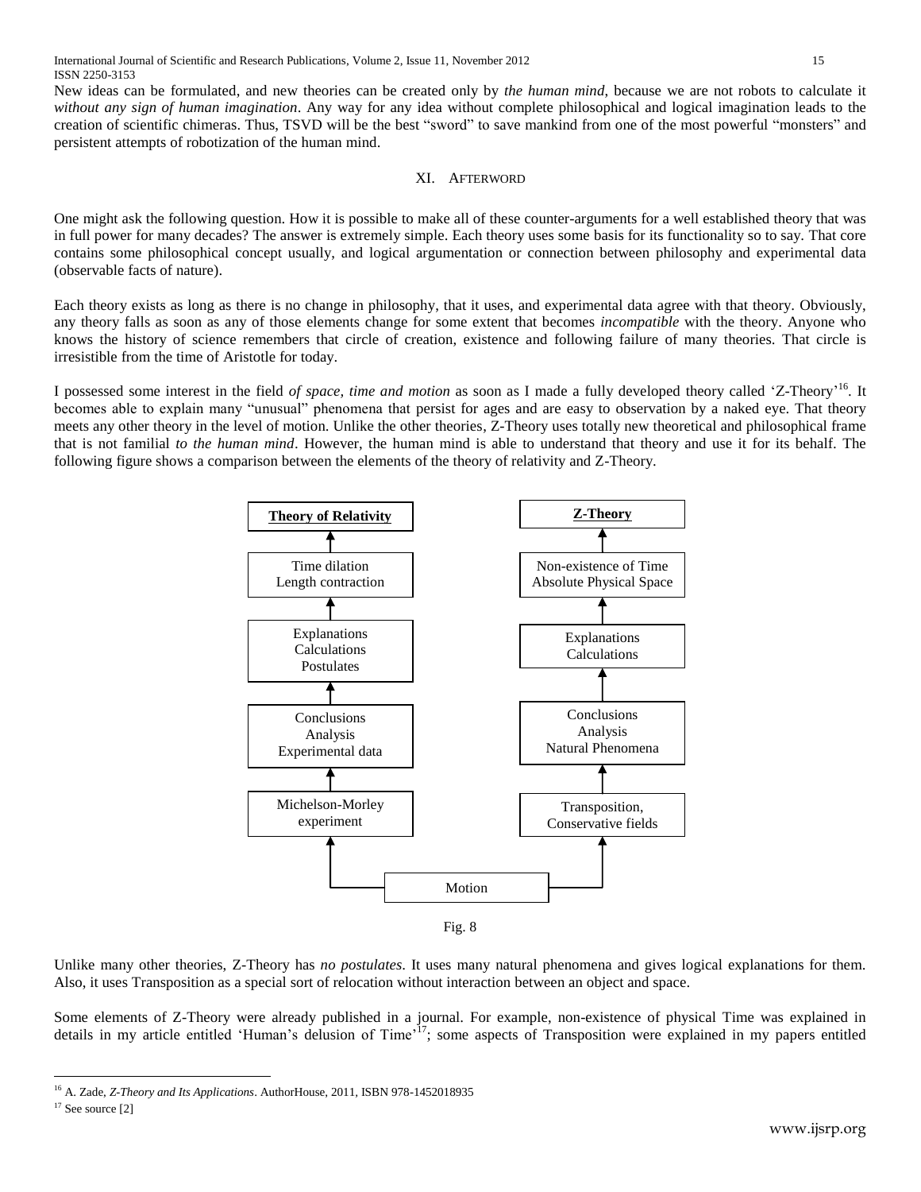New ideas can be formulated, and new theories can be created only by *the human mind*, because we are not robots to calculate it *without any sign of human imagination*. Any way for any idea without complete philosophical and logical imagination leads to the creation of scientific chimeras. Thus, TSVD will be the best "sword" to save mankind from one of the most powerful "monsters" and persistent attempts of robotization of the human mind.

## XI. Afterword

One might ask the following question. How it is possible to make all of these counter-arguments for a well established theory that was in full power for many decades? The answer is extremely simple. Each theory uses some basis for its functionality so to say. That core contains some philosophical concept usually, and logical argumentation or connection between philosophy and experimental data (observable facts of nature).

Each theory exists as long as there is no change in philosophy, that it uses, and experimental data agree with that theory. Obviously, any theory falls as soon as any of those elements change for some extent that becomes *incompatible* with the theory. Anyone who knows the history of science remembers that circle of creation, existence and following failure of many theories. That circle is irresistible from the time of Aristotle for today.

I possessed some interest in the field *of space, time and motion* as soon as I made a fully developed theory called 'Z-Theory'[16]. It becomes able to explain many "unusual" phenomena that persist for ages and are easy to observation by a naked eye. That theory meets any other theory in the level of motion. Unlike the other theories, Z-Theory uses totally new theoretical and philosophical frame that is not familial *to the human mind*. However, the human mind is able to understand that theory and use it for its behalf. The following figure shows a comparison between the elements of the theory of relativity and Z-Theory.

| **Theory of Relativity** | **Z-Theory** |
|---|---|
| Time dilation, Length contraction | Non-existence of Time, Absolute Physical Space |
| Explanations, Calculations, Postulates | Explanations, Calculations |
| Conclusions, Analysis, Experimental data | Conclusions, Analysis, Natural Phenomena |
| Michelson-Morley experiment | Transposition, Conservative fields |
| Motion | Motion |

Fig. 8

Unlike many other theories, Z-Theory has *no postulates*. It uses many natural phenomena and gives logical explanations for them. Also, it uses Transposition as a special sort of relocation without interaction between an object and space.

Some elements of Z-Theory were already published in a journal. For example, non-existence of physical Time was explained in details in my article entitled 'Human's delusion of Time'[17]; some aspects of Transposition were explained in my papers entitled

[16] A. Zade, *Z-Theory and Its Applications*. AuthorHouse, 2011, ISBN 978-1452018935

[17] See source [2]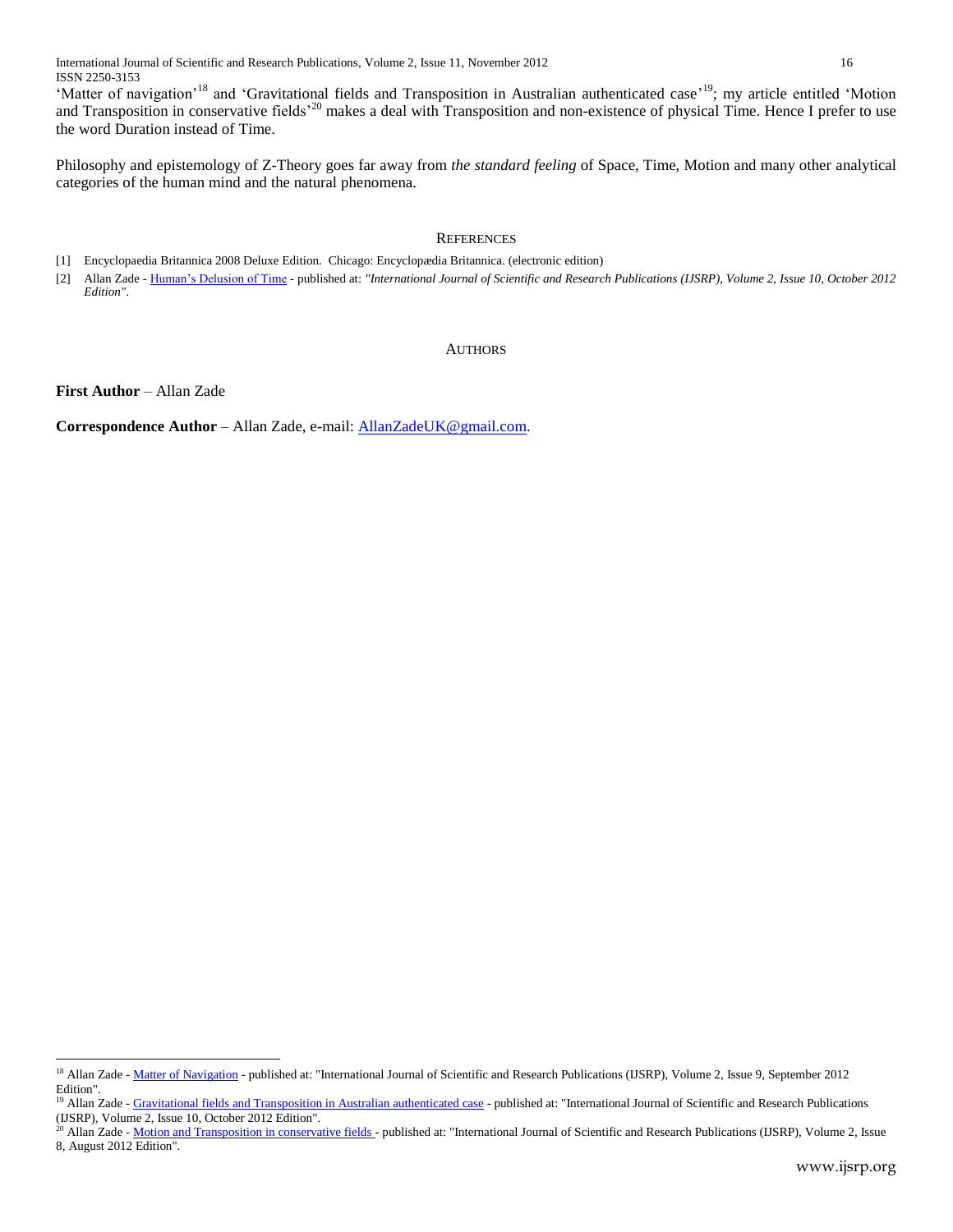'Matter of navigation'[18] and 'Gravitational fields and Transposition in Australian authenticated case'[19]; my article entitled 'Motion and Transposition in conservative fields'[20] makes a deal with Transposition and non-existence of physical Time. Hence I prefer to use the word Duration instead of Time.

Philosophy and epistemology of Z-Theory goes far away from *the standard feeling* of Space, Time, Motion and many other analytical categories of the human mind and the natural phenomena.

## REFERENCES

[1] Encyclopaedia Britannica 2008 Deluxe Edition. Chicago: Encyclopædia Britannica. (electronic edition)

[2] Allan Zade - Human's Delusion of Time - published at: *"International Journal of Scientific and Research Publications (IJSRP), Volume 2, Issue 10, October 2012 Edition".*

## AUTHORS

**First Author** – Allan Zade

**Correspondence Author** – Allan Zade, e-mail: AllanZadeUK@gmail.com.

---

[18] Allan Zade - Matter of Navigation - published at: "International Journal of Scientific and Research Publications (IJSRP), Volume 2, Issue 9, September 2012 Edition".

[19] Allan Zade - Gravitational fields and Transposition in Australian authenticated case - published at: "International Journal of Scientific and Research Publications (IJSRP), Volume 2, Issue 10, October 2012 Edition".

[20] Allan Zade - Motion and Transposition in conservative fields - published at: "International Journal of Scientific and Research Publications (IJSRP), Volume 2, Issue 8, August 2012 Edition".